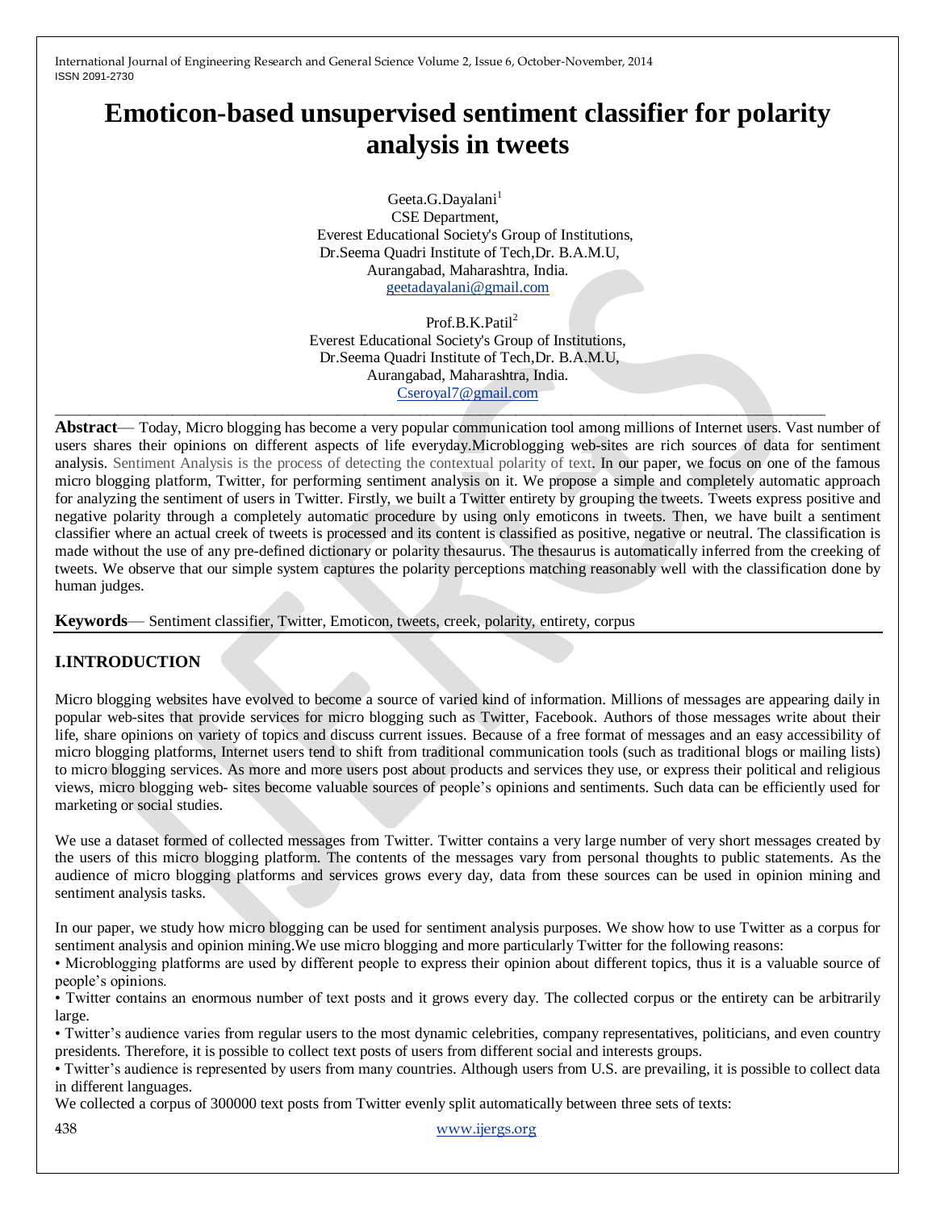# Emoticon-based unsupervised sentiment classifier for polarity analysis in tweets

Geeta.G.Dayalani[1]
CSE Department,
Everest Educational Society's Group of Institutions,
Dr.Seema Quadri Institute of Tech,Dr. B.A.M.U,
Aurangabad, Maharashtra, India.
geetadayalani@gmail.com

Prof.B.K.Patil[2]
Everest Educational Society's Group of Institutions,
Dr.Seema Quadri Institute of Tech,Dr. B.A.M.U,
Aurangabad, Maharashtra, India.
Cseroyal7@gmail.com

**Abstract**— Today, Micro blogging has become a very popular communication tool among millions of Internet users. Vast number of users shares their opinions on different aspects of life everyday.Microblogging web-sites are rich sources of data for sentiment analysis. Sentiment Analysis is the process of detecting the contextual polarity of text. In our paper, we focus on one of the famous micro blogging platform, Twitter, for performing sentiment analysis on it. We propose a simple and completely automatic approach for analyzing the sentiment of users in Twitter. Firstly, we built a Twitter entirety by grouping the tweets. Tweets express positive and negative polarity through a completely automatic procedure by using only emoticons in tweets. Then, we have built a sentiment classifier where an actual creek of tweets is processed and its content is classified as positive, negative or neutral. The classification is made without the use of any pre-defined dictionary or polarity thesaurus. The thesaurus is automatically inferred from the creeking of tweets. We observe that our simple system captures the polarity perceptions matching reasonably well with the classification done by human judges.

**Keywords**— Sentiment classifier, Twitter, Emoticon, tweets, creek, polarity, entirety, corpus

## I.INTRODUCTION

Micro blogging websites have evolved to become a source of varied kind of information. Millions of messages are appearing daily in popular web-sites that provide services for micro blogging such as Twitter, Facebook. Authors of those messages write about their life, share opinions on variety of topics and discuss current issues. Because of a free format of messages and an easy accessibility of micro blogging platforms, Internet users tend to shift from traditional communication tools (such as traditional blogs or mailing lists) to micro blogging services. As more and more users post about products and services they use, or express their political and religious views, micro blogging web- sites become valuable sources of people's opinions and sentiments. Such data can be efficiently used for marketing or social studies.

We use a dataset formed of collected messages from Twitter. Twitter contains a very large number of very short messages created by the users of this micro blogging platform. The contents of the messages vary from personal thoughts to public statements. As the audience of micro blogging platforms and services grows every day, data from these sources can be used in opinion mining and sentiment analysis tasks.

In our paper, we study how micro blogging can be used for sentiment analysis purposes. We show how to use Twitter as a corpus for sentiment analysis and opinion mining.We use micro blogging and more particularly Twitter for the following reasons:

• Microblogging platforms are used by different people to express their opinion about different topics, thus it is a valuable source of people's opinions.
• Twitter contains an enormous number of text posts and it grows every day. The collected corpus or the entirety can be arbitrarily large.
• Twitter's audience varies from regular users to the most dynamic celebrities, company representatives, politicians, and even country presidents. Therefore, it is possible to collect text posts of users from different social and interests groups.
• Twitter's audience is represented by users from many countries. Although users from U.S. are prevailing, it is possible to collect data in different languages.

We collected a corpus of 300000 text posts from Twitter evenly split automatically between three sets of texts: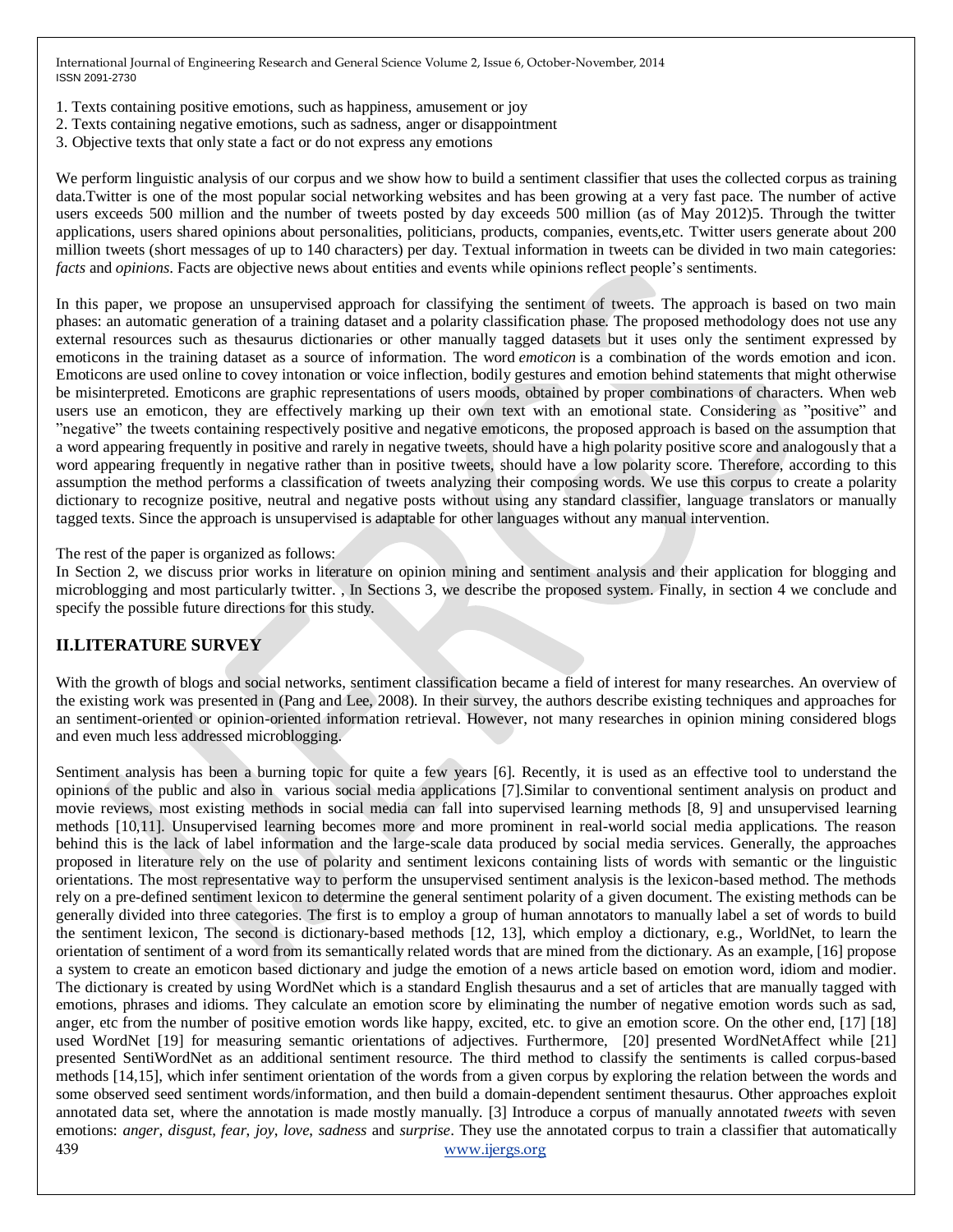1. Texts containing positive emotions, such as happiness, amusement or joy
2. Texts containing negative emotions, such as sadness, anger or disappointment
3. Objective texts that only state a fact or do not express any emotions

We perform linguistic analysis of our corpus and we show how to build a sentiment classifier that uses the collected corpus as training data.Twitter is one of the most popular social networking websites and has been growing at a very fast pace. The number of active users exceeds 500 million and the number of tweets posted by day exceeds 500 million (as of May 2012)5. Through the twitter applications, users shared opinions about personalities, politicians, products, companies, events,etc. Twitter users generate about 200 million tweets (short messages of up to 140 characters) per day. Textual information in tweets can be divided in two main categories: *facts* and *opinions*. Facts are objective news about entities and events while opinions reflect people's sentiments.

In this paper, we propose an unsupervised approach for classifying the sentiment of tweets. The approach is based on two main phases: an automatic generation of a training dataset and a polarity classification phase. The proposed methodology does not use any external resources such as thesaurus dictionaries or other manually tagged datasets but it uses only the sentiment expressed by emoticons in the training dataset as a source of information. The word *emoticon* is a combination of the words emotion and icon. Emoticons are used online to covey intonation or voice inflection, bodily gestures and emotion behind statements that might otherwise be misinterpreted. Emoticons are graphic representations of users moods, obtained by proper combinations of characters. When web users use an emoticon, they are effectively marking up their own text with an emotional state. Considering as "positive" and "negative" the tweets containing respectively positive and negative emoticons, the proposed approach is based on the assumption that a word appearing frequently in positive and rarely in negative tweets, should have a high polarity positive score and analogously that a word appearing frequently in negative rather than in positive tweets, should have a low polarity score. Therefore, according to this assumption the method performs a classification of tweets analyzing their composing words. We use this corpus to create a polarity dictionary to recognize positive, neutral and negative posts without using any standard classifier, language translators or manually tagged texts. Since the approach is unsupervised is adaptable for other languages without any manual intervention.

The rest of the paper is organized as follows:
In Section 2, we discuss prior works in literature on opinion mining and sentiment analysis and their application for blogging and microblogging and most particularly twitter. , In Sections 3, we describe the proposed system. Finally, in section 4 we conclude and specify the possible future directions for this study.

## II.LITERATURE SURVEY

With the growth of blogs and social networks, sentiment classification became a field of interest for many researches. An overview of the existing work was presented in (Pang and Lee, 2008). In their survey, the authors describe existing techniques and approaches for an sentiment-oriented or opinion-oriented information retrieval. However, not many researches in opinion mining considered blogs and even much less addressed microblogging.

Sentiment analysis has been a burning topic for quite a few years [6]. Recently, it is used as an effective tool to understand the opinions of the public and also in various social media applications [7].Similar to conventional sentiment analysis on product and movie reviews, most existing methods in social media can fall into supervised learning methods [8, 9] and unsupervised learning methods [10,11]. Unsupervised learning becomes more and more prominent in real-world social media applications. The reason behind this is the lack of label information and the large-scale data produced by social media services. Generally, the approaches proposed in literature rely on the use of polarity and sentiment lexicons containing lists of words with semantic or the linguistic orientations. The most representative way to perform the unsupervised sentiment analysis is the lexicon-based method. The methods rely on a pre-defined sentiment lexicon to determine the general sentiment polarity of a given document. The existing methods can be generally divided into three categories. The first is to employ a group of human annotators to manually label a set of words to build the sentiment lexicon, The second is dictionary-based methods [12, 13], which employ a dictionary, e.g., WorldNet, to learn the orientation of sentiment of a word from its semantically related words that are mined from the dictionary. As an example, [16] propose a system to create an emoticon based dictionary and judge the emotion of a news article based on emotion word, idiom and modier. The dictionary is created by using WordNet which is a standard English thesaurus and a set of articles that are manually tagged with emotions, phrases and idioms. They calculate an emotion score by eliminating the number of negative emotion words such as sad, anger, etc from the number of positive emotion words like happy, excited, etc. to give an emotion score. On the other end, [17] [18] used WordNet [19] for measuring semantic orientations of adjectives. Furthermore, [20] presented WordNetAffect while [21] presented SentiWordNet as an additional sentiment resource. The third method to classify the sentiments is called corpus-based methods [14,15], which infer sentiment orientation of the words from a given corpus by exploring the relation between the words and some observed seed sentiment words/information, and then build a domain-dependent sentiment thesaurus. Other approaches exploit annotated data set, where the annotation is made mostly manually. [3] Introduce a corpus of manually annotated *tweets* with seven emotions: *anger*, *disgust*, *fear*, *joy*, *love*, *sadness* and *surprise*. They use the annotated corpus to train a classifier that automatically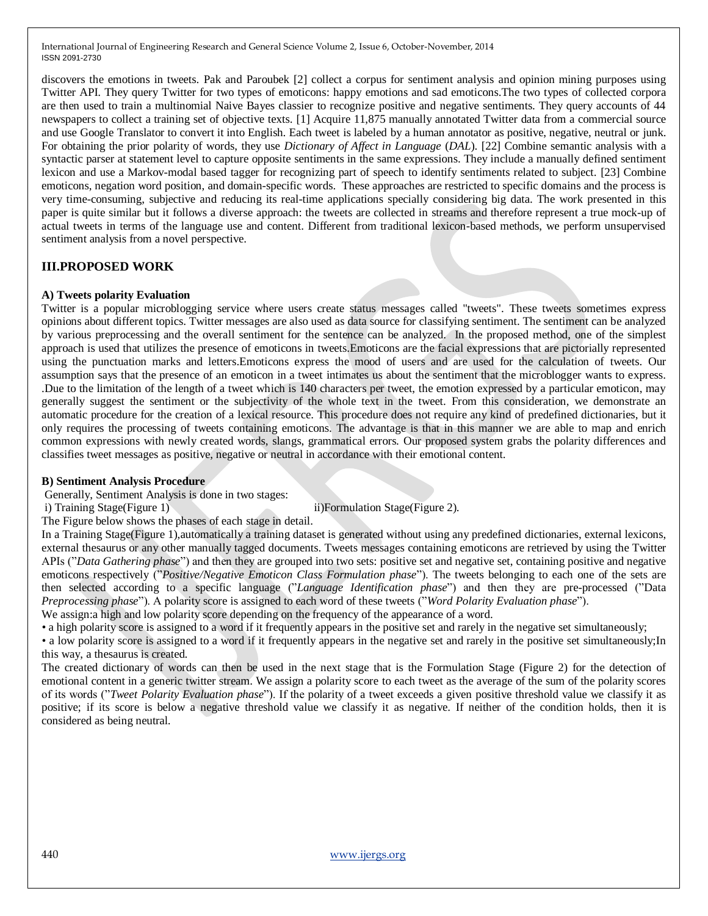discovers the emotions in tweets. Pak and Paroubek [2] collect a corpus for sentiment analysis and opinion mining purposes using Twitter API. They query Twitter for two types of emoticons: happy emotions and sad emoticons.The two types of collected corpora are then used to train a multinomial Naive Bayes classier to recognize positive and negative sentiments. They query accounts of 44 newspapers to collect a training set of objective texts. [1] Acquire 11,875 manually annotated Twitter data from a commercial source and use Google Translator to convert it into English. Each tweet is labeled by a human annotator as positive, negative, neutral or junk. For obtaining the prior polarity of words, they use *Dictionary of Affect in Language* (*DAL*). [22] Combine semantic analysis with a syntactic parser at statement level to capture opposite sentiments in the same expressions. They include a manually defined sentiment lexicon and use a Markov-modal based tagger for recognizing part of speech to identify sentiments related to subject. [23] Combine emoticons, negation word position, and domain-specific words. These approaches are restricted to specific domains and the process is very time-consuming, subjective and reducing its real-time applications specially considering big data. The work presented in this paper is quite similar but it follows a diverse approach: the tweets are collected in streams and therefore represent a true mock-up of actual tweets in terms of the language use and content. Different from traditional lexicon-based methods, we perform unsupervised sentiment analysis from a novel perspective.

## III.PROPOSED WORK

### A) Tweets polarity Evaluation

Twitter is a popular microblogging service where users create status messages called "tweets". These tweets sometimes express opinions about different topics. Twitter messages are also used as data source for classifying sentiment. The sentiment can be analyzed by various preprocessing and the overall sentiment for the sentence can be analyzed. In the proposed method, one of the simplest approach is used that utilizes the presence of emoticons in tweets.Emoticons are the facial expressions that are pictorially represented using the punctuation marks and letters.Emoticons express the mood of users and are used for the calculation of tweets. Our assumption says that the presence of an emoticon in a tweet intimates us about the sentiment that the microblogger wants to express. .Due to the limitation of the length of a tweet which is 140 characters per tweet, the emotion expressed by a particular emoticon, may generally suggest the sentiment or the subjectivity of the whole text in the tweet. From this consideration, we demonstrate an automatic procedure for the creation of a lexical resource. This procedure does not require any kind of predefined dictionaries, but it only requires the processing of tweets containing emoticons. The advantage is that in this manner we are able to map and enrich common expressions with newly created words, slangs, grammatical errors. Our proposed system grabs the polarity differences and classifies tweet messages as positive, negative or neutral in accordance with their emotional content.

### B) Sentiment Analysis Procedure

Generally, Sentiment Analysis is done in two stages:

i) Training Stage(Figure 1) ii)Formulation Stage(Figure 2).

The Figure below shows the phases of each stage in detail.

In a Training Stage(Figure 1),automatically a training dataset is generated without using any predefined dictionaries, external lexicons, external thesaurus or any other manually tagged documents. Tweets messages containing emoticons are retrieved by using the Twitter APIs (”*Data Gathering phase*”) and then they are grouped into two sets: positive set and negative set, containing positive and negative emoticons respectively (”*Positive/Negative Emoticon Class Formulation phase*”). The tweets belonging to each one of the sets are then selected according to a specific language (”*Language Identification phase*”) and then they are pre-processed (”Data *Preprocessing phase*”). A polarity score is assigned to each word of these tweets (”*Word Polarity Evaluation phase*”).

We assign:a high and low polarity score depending on the frequency of the appearance of a word.

- a high polarity score is assigned to a word if it frequently appears in the positive set and rarely in the negative set simultaneously;
- a low polarity score is assigned to a word if it frequently appears in the negative set and rarely in the positive set simultaneously;In this way, a thesaurus is created.

The created dictionary of words can then be used in the next stage that is the Formulation Stage (Figure 2) for the detection of emotional content in a generic twitter stream. We assign a polarity score to each tweet as the average of the sum of the polarity scores of its words (”*Tweet Polarity Evaluation phase*”). If the polarity of a tweet exceeds a given positive threshold value we classify it as positive; if its score is below a negative threshold value we classify it as negative. If neither of the condition holds, then it is considered as being neutral.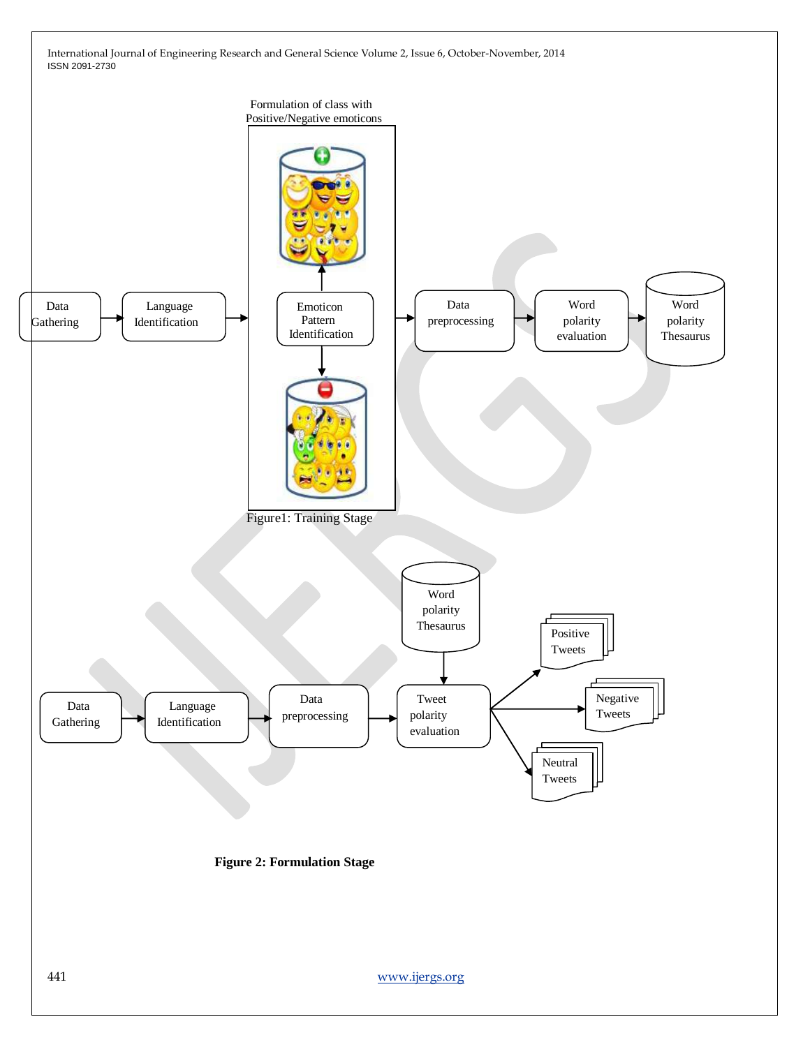Formulation of class with Positive/Negative emoticons

Data Gathering → Language Identification → Emoticon Pattern Identification → Data preprocessing → Word polarity evaluation → Word polarity Thesaurus

Figure1: Training Stage

Data Gathering → Language Identification → Data preprocessing → Tweet polarity evaluation (Word polarity Thesaurus) → Positive Tweets / Negative Tweets / Neutral Tweets

**Figure 2: Formulation Stage**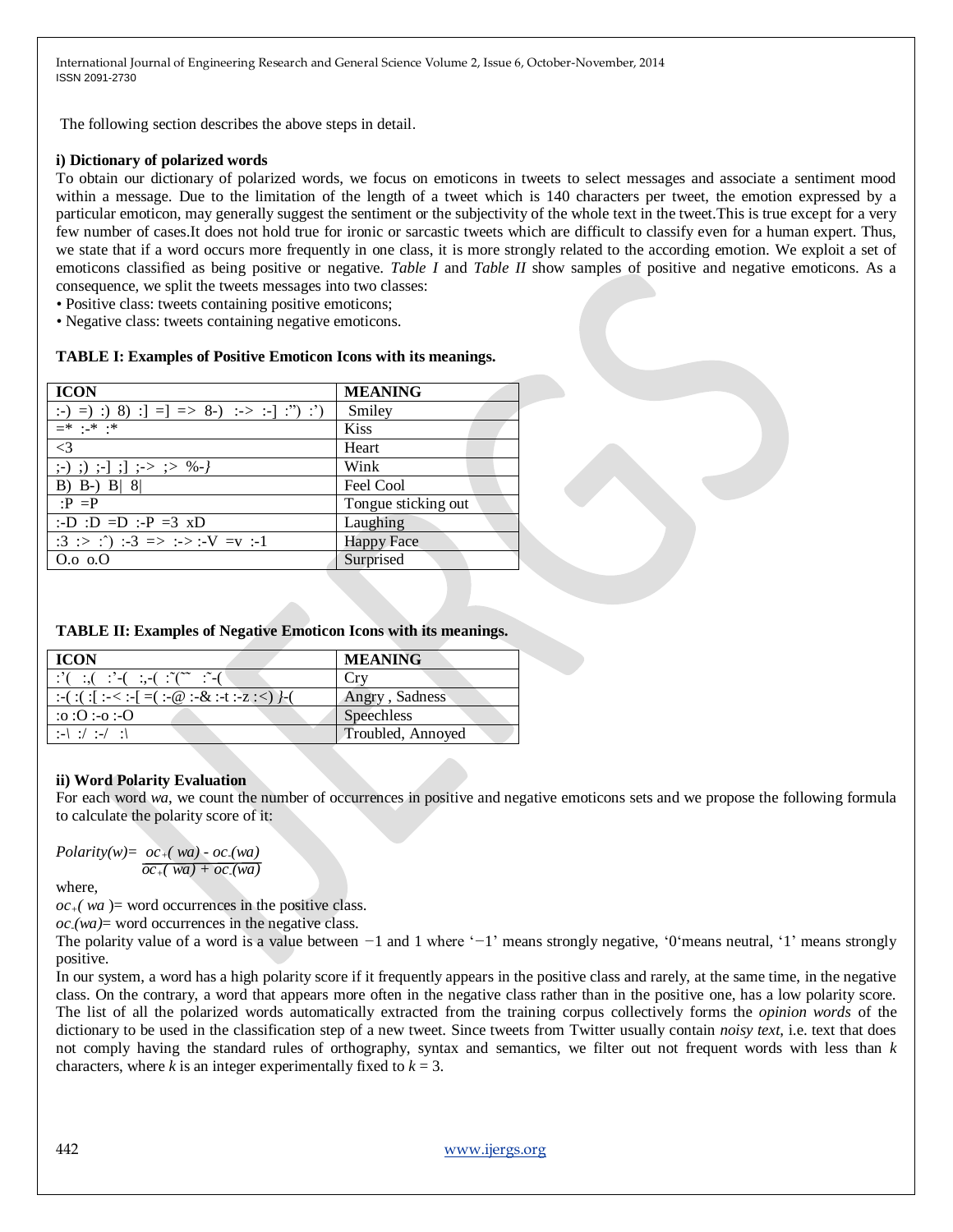The following section describes the above steps in detail.

**i) Dictionary of polarized words**

To obtain our dictionary of polarized words, we focus on emoticons in tweets to select messages and associate a sentiment mood within a message. Due to the limitation of the length of a tweet which is 140 characters per tweet, the emotion expressed by a particular emoticon, may generally suggest the sentiment or the subjectivity of the whole text in the tweet.This is true except for a very few number of cases.It does not hold true for ironic or sarcastic tweets which are difficult to classify even for a human expert. Thus, we state that if a word occurs more frequently in one class, it is more strongly related to the according emotion. We exploit a set of emoticons classified as being positive or negative. *Table I* and *Table II* show samples of positive and negative emoticons. As a consequence, we split the tweets messages into two classes:

• Positive class: tweets containing positive emoticons;
• Negative class: tweets containing negative emoticons.

**TABLE I: Examples of Positive Emoticon Icons with its meanings.**

| **ICON** | **MEANING** |
|---|---|
| :-) =) :) 8) :] =] => 8-) :-> :-] :") :') | Smiley |
| =* :-* :* | Kiss |
| <3 | Heart |
| ;-) ;) ;-] ;] ;-> ;> %-} | Wink |
| B) B-) B\| 8\| | Feel Cool |
| :P =P | Tongue sticking out |
| :-D :D =D :-P =3 xD | Laughing |
| :3 :> :^) :-3 => :-> :-V =v :-1 | Happy Face |
| O.o o.O | Surprised |

**TABLE II: Examples of Negative Emoticon Icons with its meanings.**

| **ICON** | **MEANING** |
|---|---|
| :'( :,( :'-( :,-( :'(~~ :'-( | Cry |
| :-( :( :[ :-< :-[ =( :-@ :-& :-t :-z :<) }-( | Angry , Sadness |
| :o :O :-o :-O | Speechless |
| :-\ :/ :-/ :\ | Troubled, Annoyed |

**ii) Word Polarity Evaluation**

For each word *wa*, we count the number of occurrences in positive and negative emoticons sets and we propose the following formula to calculate the polarity score of it:

$$Polarity(w) = \frac{oc_{+}(wa) - oc_{-}(wa)}{oc_{+}(wa) + oc_{-}(wa)}$$

where,

$oc_{+}(wa)$= word occurrences in the positive class.
$oc_{-}(wa)$= word occurrences in the negative class.

The polarity value of a word is a value between −1 and 1 where '−1' means strongly negative, '0'means neutral, '1' means strongly positive.

In our system, a word has a high polarity score if it frequently appears in the positive class and rarely, at the same time, in the negative class. On the contrary, a word that appears more often in the negative class rather than in the positive one, has a low polarity score. The list of all the polarized words automatically extracted from the training corpus collectively forms the *opinion words* of the dictionary to be used in the classification step of a new tweet. Since tweets from Twitter usually contain *noisy text*, i.e. text that does not comply having the standard rules of orthography, syntax and semantics, we filter out not frequent words with less than *k* characters, where *k* is an integer experimentally fixed to $k = 3$.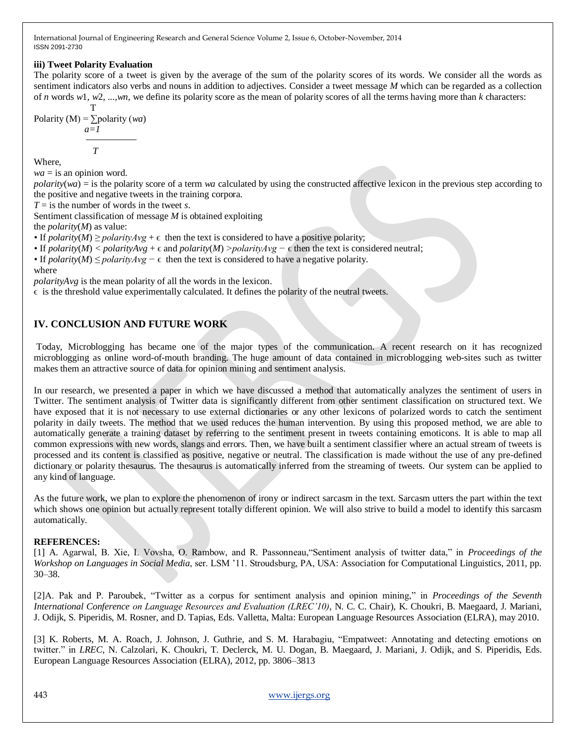### iii) Tweet Polarity Evaluation

The polarity score of a tweet is given by the average of the sum of the polarity scores of its words. We consider all the words as sentiment indicators also verbs and nouns in addition to adjectives. Consider a tweet message *M* which can be regarded as a collection of *n* words *w*1, *w*2, ...,*wn*, we define its polarity score as the mean of polarity scores of all the terms having more than *k* characters:

$$\text{Polarity}(M) = \frac{\sum_{a=1}^{T} \text{polarity}(w_a)}{T}$$

Where,

*wa* = is an opinion word.

*polarity*(*wa*) = is the polarity score of a term *wa* calculated by using the constructed affective lexicon in the previous step according to the positive and negative tweets in the training corpora.

*T* = is the number of words in the tweet *s*.

Sentiment classification of message *M* is obtained exploiting the *polarity*(*M*) as value:

- If $polarity(M) \geq polarityAvg + \epsilon$ then the text is considered to have a positive polarity;
- If $polarity(M) < polarityAvg + \epsilon$ and $polarity(M) > polarityAvg - \epsilon$ then the text is considered neutral;
- If $polarity(M) \leq polarityAvg - \epsilon$ then the text is considered to have a negative polarity.

where

*polarityAvg* is the mean polarity of all the words in the lexicon.

$\epsilon$ is the threshold value experimentally calculated. It defines the polarity of the neutral tweets.

## IV. CONCLUSION AND FUTURE WORK

Today, Microblogging has became one of the major types of the communication. A recent research on it has recognized microblogging as online word-of-mouth branding. The huge amount of data contained in microblogging web-sites such as twitter makes them an attractive source of data for opinion mining and sentiment analysis.

In our research, we presented a paper in which we have discussed a method that automatically analyzes the sentiment of users in Twitter. The sentiment analysis of Twitter data is significantly different from other sentiment classification on structured text. We have exposed that it is not necessary to use external dictionaries or any other lexicons of polarized words to catch the sentiment polarity in daily tweets. The method that we used reduces the human intervention. By using this proposed method, we are able to automatically generate a training dataset by referring to the sentiment present in tweets containing emoticons. It is able to map all common expressions with new words, slangs and errors. Then, we have built a sentiment classifier where an actual stream of tweets is processed and its content is classified as positive, negative or neutral. The classification is made without the use of any pre-defined dictionary or polarity thesaurus. The thesaurus is automatically inferred from the streaming of tweets. Our system can be applied to any kind of language.

As the future work, we plan to explore the phenomenon of irony or indirect sarcasm in the text. Sarcasm utters the part within the text which shows one opinion but actually represent totally different opinion. We will also strive to build a model to identify this sarcasm automatically.

**REFERENCES:**

[1] A. Agarwal, B. Xie, I. Vovsha, O. Rambow, and R. Passonneau,"Sentiment analysis of twitter data," in *Proceedings of the Workshop on Languages in Social Media*, ser. LSM '11. Stroudsburg, PA, USA: Association for Computational Linguistics, 2011, pp. 30–38.

[2]A. Pak and P. Paroubek, "Twitter as a corpus for sentiment analysis and opinion mining," in *Proceedings of the Seventh International Conference on Language Resources and Evaluation (LREC'10)*, N. C. C. Chair), K. Choukri, B. Maegaard, J. Mariani, J. Odijk, S. Piperidis, M. Rosner, and D. Tapias, Eds. Valletta, Malta: European Language Resources Association (ELRA), may 2010.

[3] K. Roberts, M. A. Roach, J. Johnson, J. Guthrie, and S. M. Harabagiu, "Empatweet: Annotating and detecting emotions on twitter." in *LREC*, N. Calzolari, K. Choukri, T. Declerck, M. U. Dogan, B. Maegaard, J. Mariani, J. Odijk, and S. Piperidis, Eds. European Language Resources Association (ELRA), 2012, pp. 3806–3813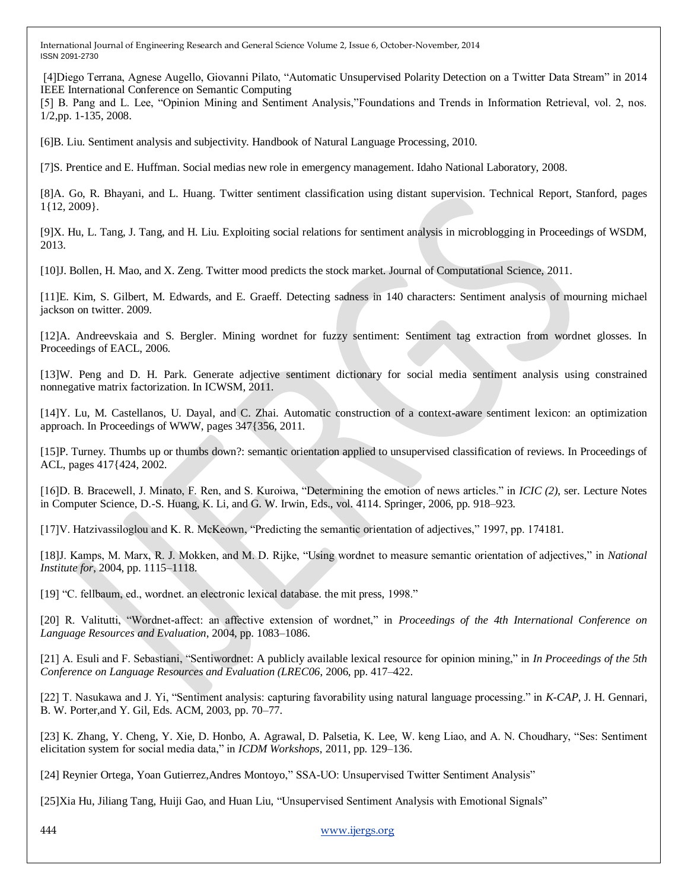[4]Diego Terrana, Agnese Augello, Giovanni Pilato, "Automatic Unsupervised Polarity Detection on a Twitter Data Stream" in 2014 IEEE International Conference on Semantic Computing

[5] B. Pang and L. Lee, "Opinion Mining and Sentiment Analysis,"Foundations and Trends in Information Retrieval, vol. 2, nos. 1/2,pp. 1-135, 2008.

[6]B. Liu. Sentiment analysis and subjectivity. Handbook of Natural Language Processing, 2010.

[7]S. Prentice and E. Huffman. Social medias new role in emergency management. Idaho National Laboratory, 2008.

[8]A. Go, R. Bhayani, and L. Huang. Twitter sentiment classification using distant supervision. Technical Report, Stanford, pages 1{12, 2009}.

[9]X. Hu, L. Tang, J. Tang, and H. Liu. Exploiting social relations for sentiment analysis in microblogging in Proceedings of WSDM, 2013.

[10]J. Bollen, H. Mao, and X. Zeng. Twitter mood predicts the stock market. Journal of Computational Science, 2011.

[11]E. Kim, S. Gilbert, M. Edwards, and E. Graeff. Detecting sadness in 140 characters: Sentiment analysis of mourning michael jackson on twitter. 2009.

[12]A. Andreevskaia and S. Bergler. Mining wordnet for fuzzy sentiment: Sentiment tag extraction from wordnet glosses. In Proceedings of EACL, 2006.

[13]W. Peng and D. H. Park. Generate adjective sentiment dictionary for social media sentiment analysis using constrained nonnegative matrix factorization. In ICWSM, 2011.

[14]Y. Lu, M. Castellanos, U. Dayal, and C. Zhai. Automatic construction of a context-aware sentiment lexicon: an optimization approach. In Proceedings of WWW, pages 347{356, 2011.

[15]P. Turney. Thumbs up or thumbs down?: semantic orientation applied to unsupervised classification of reviews. In Proceedings of ACL, pages 417{424, 2002.

[16]D. B. Bracewell, J. Minato, F. Ren, and S. Kuroiwa, "Determining the emotion of news articles." in *ICIC (2)*, ser. Lecture Notes in Computer Science, D.-S. Huang, K. Li, and G. W. Irwin, Eds., vol. 4114. Springer, 2006, pp. 918–923.

[17]V. Hatzivassiloglou and K. R. McKeown, "Predicting the semantic orientation of adjectives," 1997, pp. 174181.

[18]J. Kamps, M. Marx, R. J. Mokken, and M. D. Rijke, "Using wordnet to measure semantic orientation of adjectives," in *National Institute for*, 2004, pp. 1115–1118.

[19] "C. fellbaum, ed., wordnet. an electronic lexical database. the mit press, 1998."

[20] R. Valitutti, "Wordnet-affect: an affective extension of wordnet," in *Proceedings of the 4th International Conference on Language Resources and Evaluation*, 2004, pp. 1083–1086.

[21] A. Esuli and F. Sebastiani, "Sentiwordnet: A publicly available lexical resource for opinion mining," in *In Proceedings of the 5th Conference on Language Resources and Evaluation (LREC06*, 2006, pp. 417–422.

[22] T. Nasukawa and J. Yi, "Sentiment analysis: capturing favorability using natural language processing." in *K-CAP*, J. H. Gennari, B. W. Porter,and Y. Gil, Eds. ACM, 2003, pp. 70–77.

[23] K. Zhang, Y. Cheng, Y. Xie, D. Honbo, A. Agrawal, D. Palsetia, K. Lee, W. keng Liao, and A. N. Choudhary, "Ses: Sentiment elicitation system for social media data," in *ICDM Workshops*, 2011, pp. 129–136.

[24] Reynier Ortega, Yoan Gutierrez,Andres Montoyo," SSA-UO: Unsupervised Twitter Sentiment Analysis"

[25]Xia Hu, Jiliang Tang, Huiji Gao, and Huan Liu, "Unsupervised Sentiment Analysis with Emotional Signals"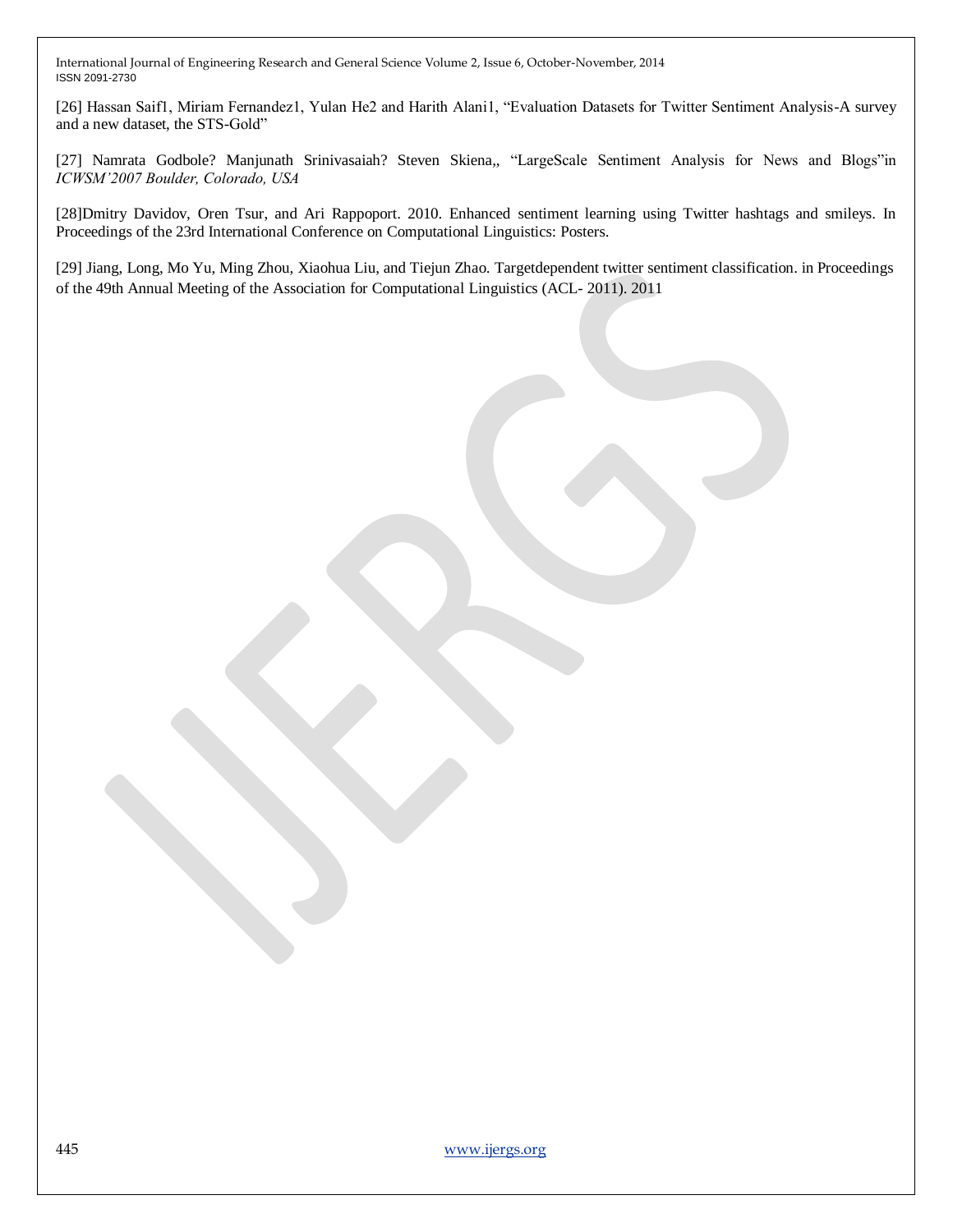[26] Hassan Saif1, Miriam Fernandez1, Yulan He2 and Harith Alani1, "Evaluation Datasets for Twitter Sentiment Analysis-A survey and a new dataset, the STS-Gold"

[27] Namrata Godbole? Manjunath Srinivasaiah? Steven Skiena,, "LargeScale Sentiment Analysis for News and Blogs"in *ICWSM'2007 Boulder, Colorado, USA*

[28]Dmitry Davidov, Oren Tsur, and Ari Rappoport. 2010. Enhanced sentiment learning using Twitter hashtags and smileys. In Proceedings of the 23rd International Conference on Computational Linguistics: Posters.

[29] Jiang, Long, Mo Yu, Ming Zhou, Xiaohua Liu, and Tiejun Zhao. Targetdependent twitter sentiment classification. in Proceedings of the 49th Annual Meeting of the Association for Computational Linguistics (ACL- 2011). 2011